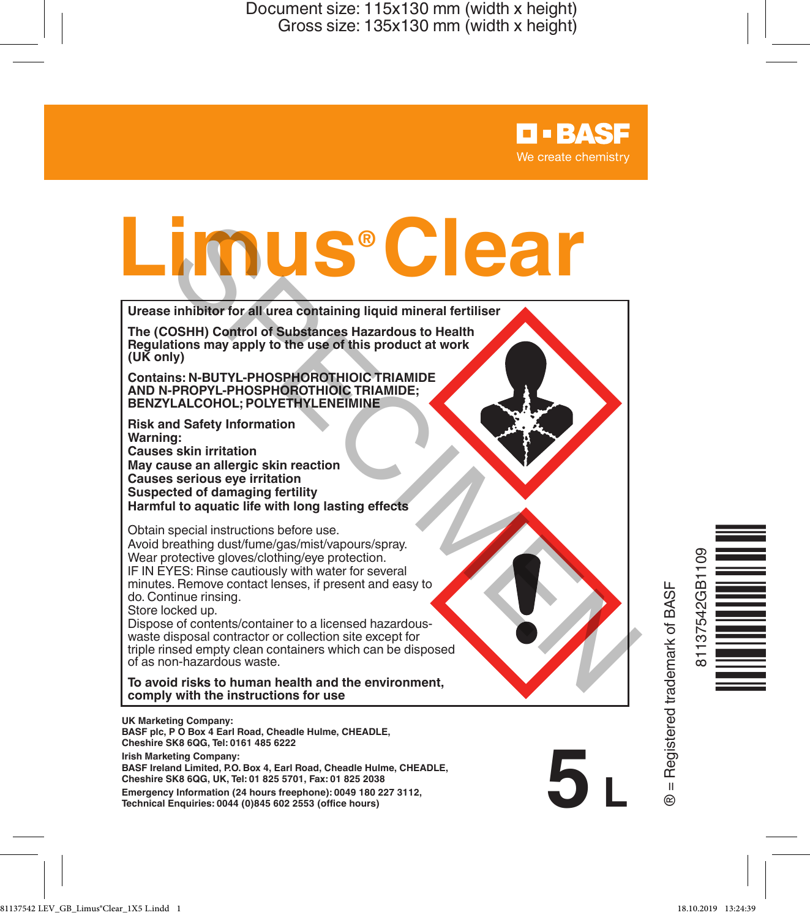Document size: 115x130 mm (width x height)
Gross size: 135x130 mm (width x height)

BASF
We create chemistry

# Limus® Clear

**Urease inhibitor for all urea containing liquid mineral fertiliser**

**The (COSHH) Control of Substances Hazardous to Health Regulations may apply to the use of this product at work (UK only)**

**Contains: N-BUTYL-PHOSPHOROTHIOIC TRIAMIDE AND N-PROPYL-PHOSPHOROTHIOIC TRIAMIDE; BENZYLALCOHOL; POLYETHYLENEIMINE**

**Risk and Safety Information**
**Warning:**
**Causes skin irritation**
**May cause an allergic skin reaction**
**Causes serious eye irritation**
**Suspected of damaging fertility**
**Harmful to aquatic life with long lasting effects**

Obtain special instructions before use.
Avoid breathing dust/fume/gas/mist/vapours/spray.
Wear protective gloves/clothing/eye protection.
IF IN EYES: Rinse cautiously with water for several minutes. Remove contact lenses, if present and easy to do. Continue rinsing.
Store locked up.
Dispose of contents/container to a licensed hazardous-waste disposal contractor or collection site except for triple rinsed empty clean containers which can be disposed of as non-hazardous waste.

**To avoid risks to human health and the environment, comply with the instructions for use**

**UK Marketing Company:**
**BASF plc, P O Box 4 Earl Road, Cheadle Hulme, CHEADLE, Cheshire SK8 6QG, Tel: 0161 485 6222**

**Irish Marketing Company:**
**BASF Ireland Limited, P.O. Box 4, Earl Road, Cheadle Hulme, CHEADLE, Cheshire SK8 6QG, UK, Tel: 01 825 5701, Fax: 01 825 2038**

**Emergency Information (24 hours freephone): 0049 180 227 3112, Technical Enquiries: 0044 (0)845 602 2553 (office hours)**

**5 L**

® = Registered trademark of BASF

81137542GB1109

SPECIMEN

81137542 LEV_GB_Limus®Clear_1X5 L.indd 1 18.10.2019 13:24:39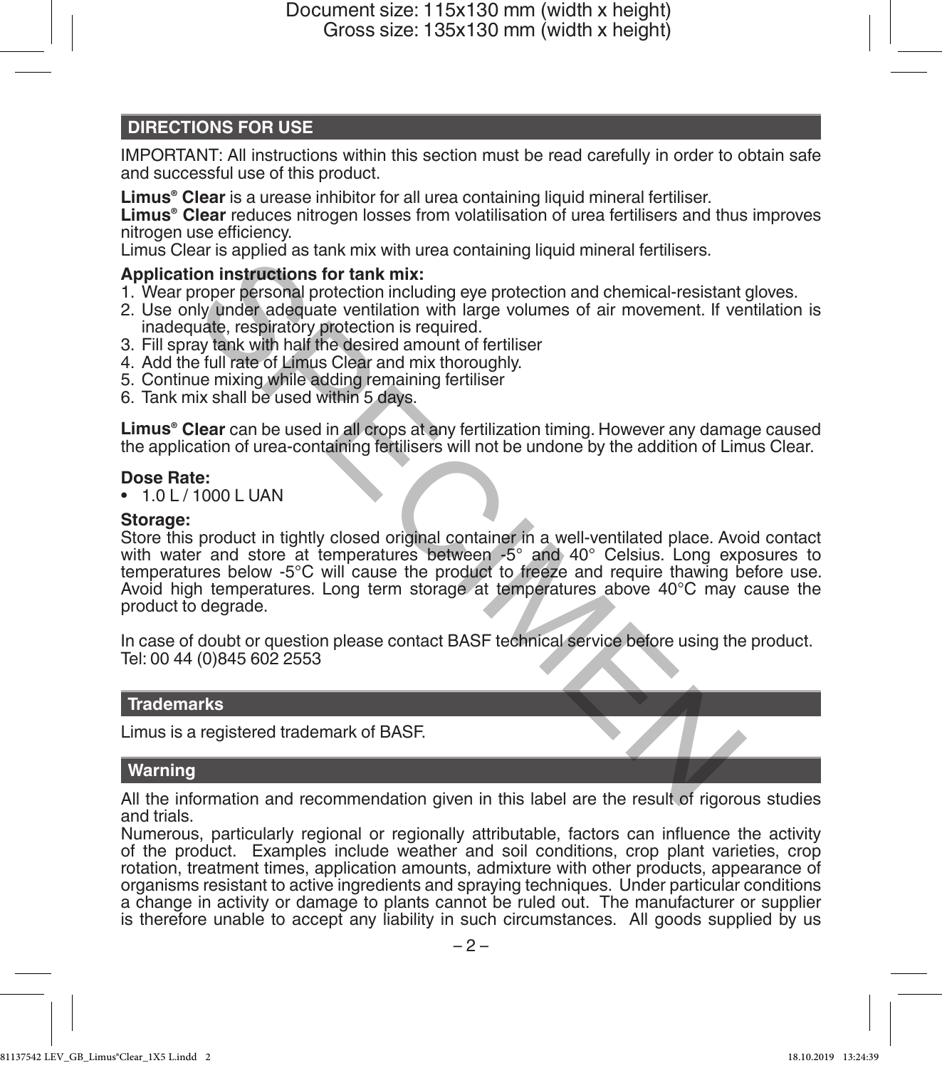## DIRECTIONS FOR USE

IMPORTANT: All instructions within this section must be read carefully in order to obtain safe and successful use of this product.

**Limus® Clear** is a urease inhibitor for all urea containing liquid mineral fertiliser.
**Limus® Clear** reduces nitrogen losses from volatilisation of urea fertilisers and thus improves nitrogen use efficiency.
Limus Clear is applied as tank mix with urea containing liquid mineral fertilisers.

**Application instructions for tank mix:**

1. Wear proper personal protection including eye protection and chemical-resistant gloves.
2. Use only under adequate ventilation with large volumes of air movement. If ventilation is inadequate, respiratory protection is required.
3. Fill spray tank with half the desired amount of fertiliser
4. Add the full rate of Limus Clear and mix thoroughly.
5. Continue mixing while adding remaining fertiliser
6. Tank mix shall be used within 5 days.

**Limus® Clear** can be used in all crops at any fertilization timing. However any damage caused the application of urea-containing fertilisers will not be undone by the addition of Limus Clear.

**Dose Rate:**

- 1.0 L / 1000 L UAN

**Storage:**
Store this product in tightly closed original container in a well-ventilated place. Avoid contact with water and store at temperatures between -5° and 40° Celsius. Long exposures to temperatures below -5°C will cause the product to freeze and require thawing before use. Avoid high temperatures. Long term storage at temperatures above 40°C may cause the product to degrade.

In case of doubt or question please contact BASF technical service before using the product.
Tel: 00 44 (0)845 602 2553

## Trademarks

Limus is a registered trademark of BASF.

## Warning

All the information and recommendation given in this label are the result of rigorous studies and trials.
Numerous, particularly regional or regionally attributable, factors can influence the activity of the product. Examples include weather and soil conditions, crop plant varieties, crop rotation, treatment times, application amounts, admixture with other products, appearance of organisms resistant to active ingredients and spraying techniques. Under particular conditions a change in activity or damage to plants cannot be ruled out. The manufacturer or supplier is therefore unable to accept any liability in such circumstances. All goods supplied by us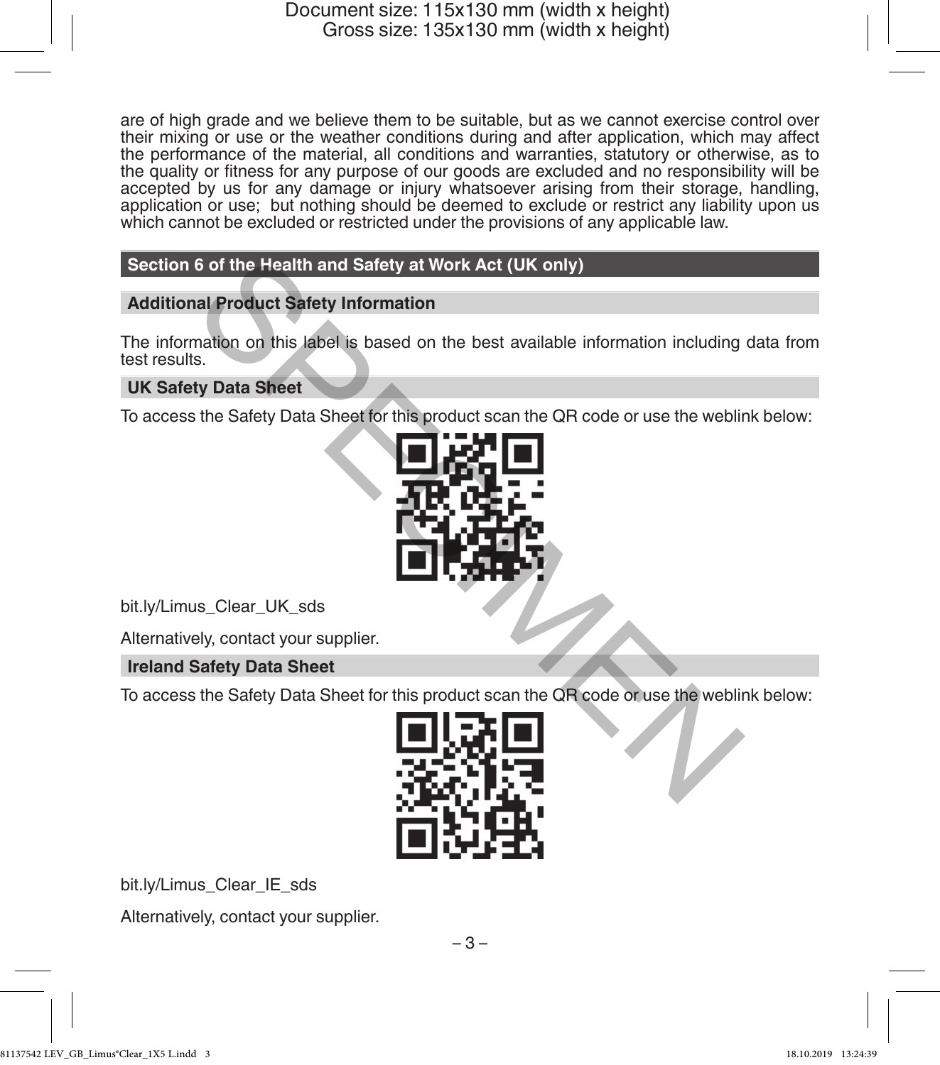are of high grade and we believe them to be suitable, but as we cannot exercise control over their mixing or use or the weather conditions during and after application, which may affect the performance of the material, all conditions and warranties, statutory or otherwise, as to the quality or fitness for any purpose of our goods are excluded and no responsibility will be accepted by us for any damage or injury whatsoever arising from their storage, handling, application or use; but nothing should be deemed to exclude or restrict any liability upon us which cannot be excluded or restricted under the provisions of any applicable law.

## Section 6 of the Health and Safety at Work Act (UK only)

### Additional Product Safety Information

The information on this label is based on the best available information including data from test results.

### UK Safety Data Sheet

To access the Safety Data Sheet for this product scan the QR code or use the weblink below:

bit.ly/Limus_Clear_UK_sds

Alternatively, contact your supplier.

### Ireland Safety Data Sheet

To access the Safety Data Sheet for this product scan the QR code or use the weblink below:

bit.ly/Limus_Clear_IE_sds

Alternatively, contact your supplier.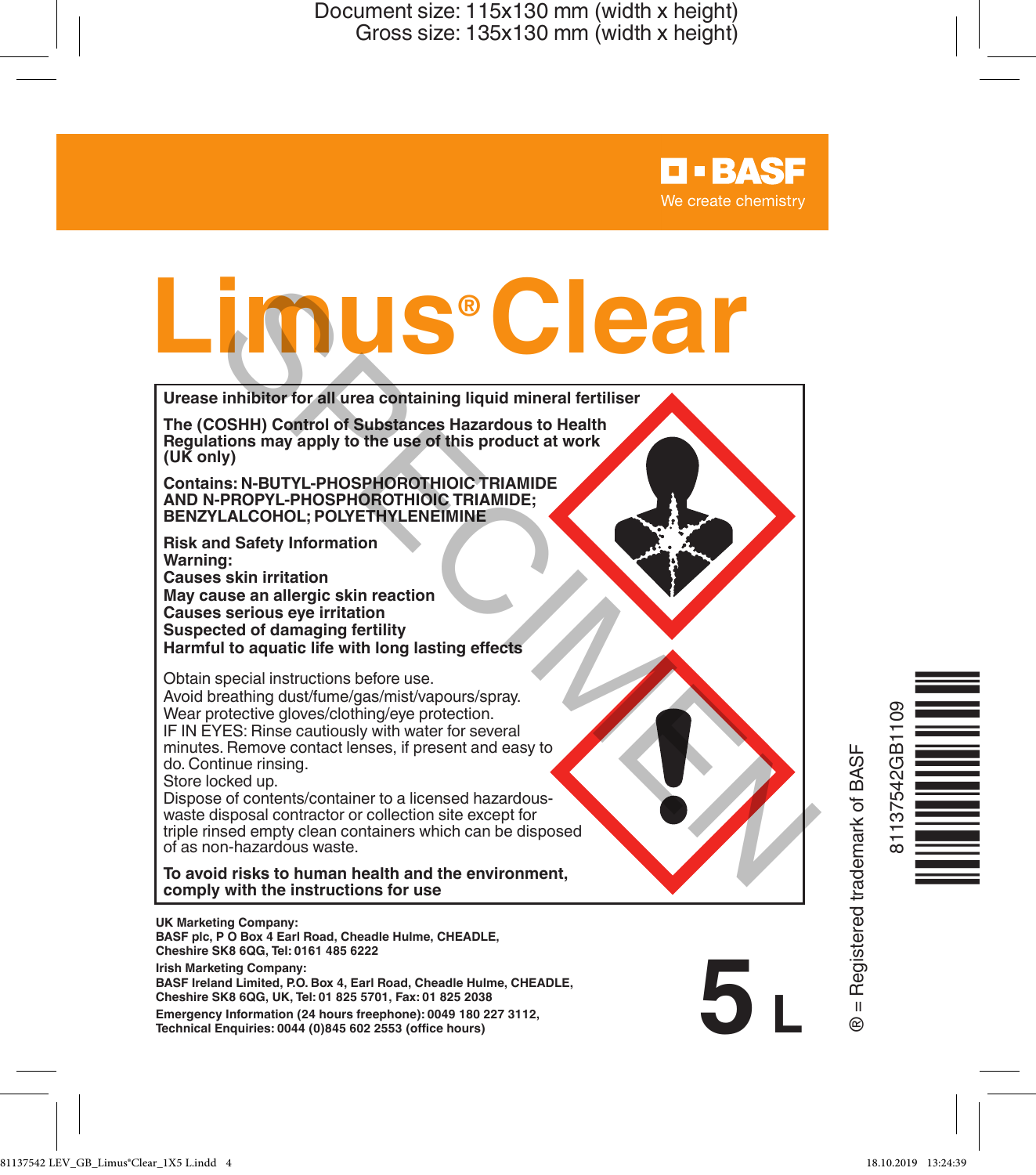Document size: 115x130 mm (width x height)
Gross size: 135x130 mm (width x height)

BASF
We create chemistry

# Limus® Clear

**Urease inhibitor for all urea containing liquid mineral fertiliser**

**The (COSHH) Control of Substances Hazardous to Health Regulations may apply to the use of this product at work (UK only)**

**Contains: N-BUTYL-PHOSPHOROTHIOIC TRIAMIDE AND N-PROPYL-PHOSPHOROTHIOIC TRIAMIDE; BENZYLALCOHOL; POLYETHYLENEIMINE**

**Risk and Safety Information**
**Warning:**
**Causes skin irritation**
**May cause an allergic skin reaction**
**Causes serious eye irritation**
**Suspected of damaging fertility**
**Harmful to aquatic life with long lasting effects**

Obtain special instructions before use.
Avoid breathing dust/fume/gas/mist/vapours/spray.
Wear protective gloves/clothing/eye protection.
IF IN EYES: Rinse cautiously with water for several minutes. Remove contact lenses, if present and easy to do. Continue rinsing.
Store locked up.
Dispose of contents/container to a licensed hazardous-waste disposal contractor or collection site except for triple rinsed empty clean containers which can be disposed of as non-hazardous waste.

**To avoid risks to human health and the environment, comply with the instructions for use**

**UK Marketing Company:**
**BASF plc, P O Box 4 Earl Road, Cheadle Hulme, CHEADLE, Cheshire SK8 6QG, Tel: 0161 485 6222**

**Irish Marketing Company:**
**BASF Ireland Limited, P.O. Box 4, Earl Road, Cheadle Hulme, CHEADLE, Cheshire SK8 6QG, UK, Tel: 01 825 5701, Fax: 01 825 2038**

**Emergency Information (24 hours freephone): 0049 180 227 3112,**
**Technical Enquiries: 0044 (0)845 602 2553 (office hours)**

**5 L**

® = Registered trademark of BASF

81137542GB1109

SPECIMEN

81137542 LEV_GB_Limus®Clear_1X5 L.indd 4 18.10.2019 13:24:39